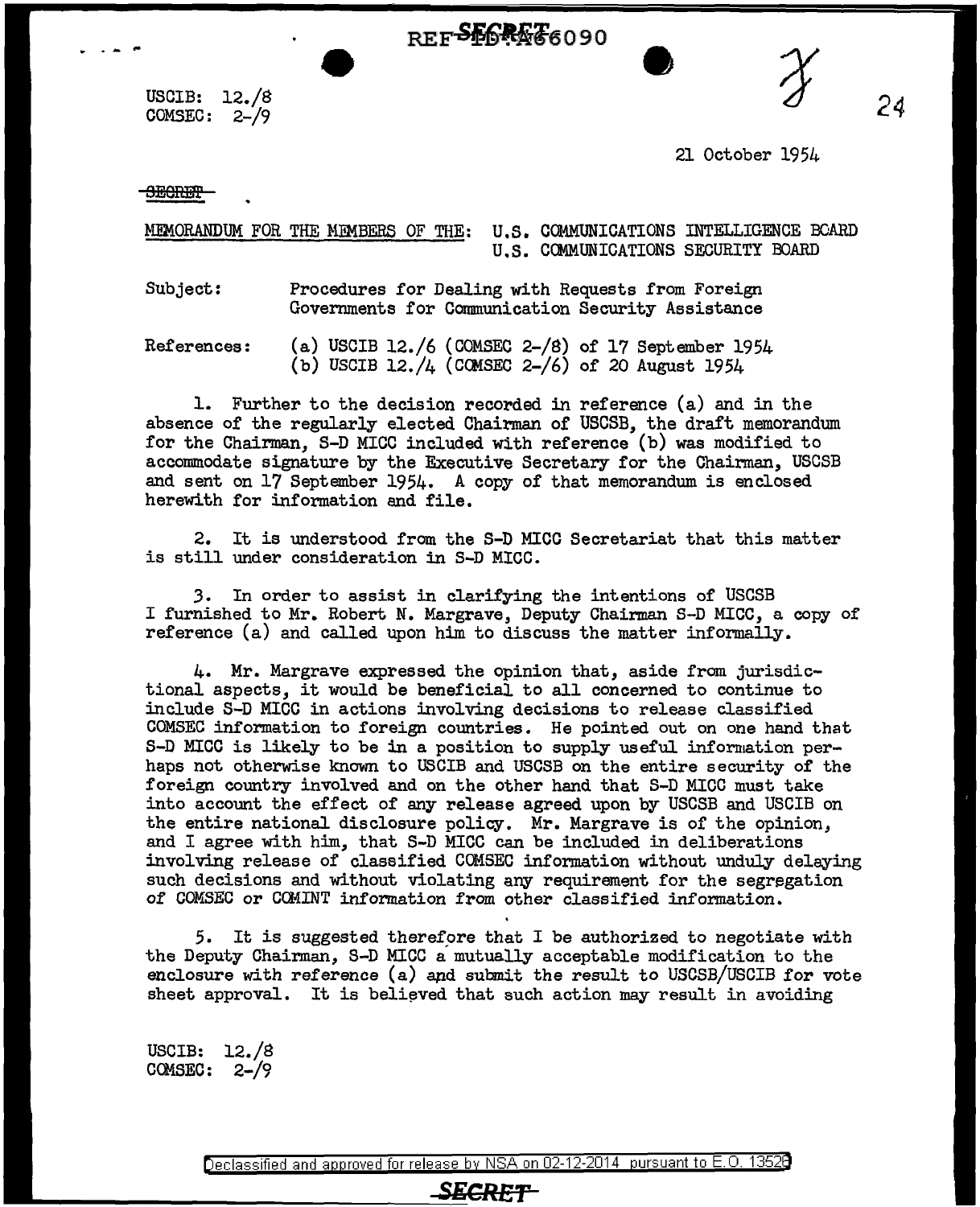USCIB: 12./8
COMSEC: 2-/9

21 October 1954

~~SECRET~~

MEMORANDUM FOR THE MEMBERS OF THE: U.S. COMMUNICATIONS INTELLIGENCE BOARD
U.S. COMMUNICATIONS SECURITY BOARD

Subject: Procedures for Dealing with Requests from Foreign Governments for Communication Security Assistance

References: (a) USCIB 12./6 (COMSEC 2-/8) of 17 September 1954
(b) USCIB 12./4 (COMSEC 2-/6) of 20 August 1954

1. Further to the decision recorded in reference (a) and in the absence of the regularly elected Chairman of USCSB, the draft memorandum for the Chairman, S-D MICC included with reference (b) was modified to accommodate signature by the Executive Secretary for the Chairman, USCSB and sent on 17 September 1954. A copy of that memorandum is enclosed herewith for information and file.

2. It is understood from the S-D MICC Secretariat that this matter is still under consideration in S-D MICC.

3. In order to assist in clarifying the intentions of USCSB I furnished to Mr. Robert N. Margrave, Deputy Chairman S-D MICC, a copy of reference (a) and called upon him to discuss the matter informally.

4. Mr. Margrave expressed the opinion that, aside from jurisdictional aspects, it would be beneficial to all concerned to continue to include S-D MICC in actions involving decisions to release classified COMSEC information to foreign countries. He pointed out on one hand that S-D MICC is likely to be in a position to supply useful information perhaps not otherwise known to USCIB and USCSB on the entire security of the foreign country involved and on the other hand that S-D MICC must take into account the effect of any release agreed upon by USCSB and USCIB on the entire national disclosure policy. Mr. Margrave is of the opinion, and I agree with him, that S-D MICC can be included in deliberations involving release of classified COMSEC information without unduly delaying such decisions and without violating any requirement for the segregation of COMSEC or COMINT information from other classified information.

5. It is suggested therefore that I be authorized to negotiate with the Deputy Chairman, S-D MICC a mutually acceptable modification to the enclosure with reference (a) and submit the result to USCSB/USCIB for vote sheet approval. It is believed that such action may result in avoiding

USCIB: 12./8
COMSEC: 2-/9

Declassified and approved for release by NSA on 02-12-2014 pursuant to E.O. 13526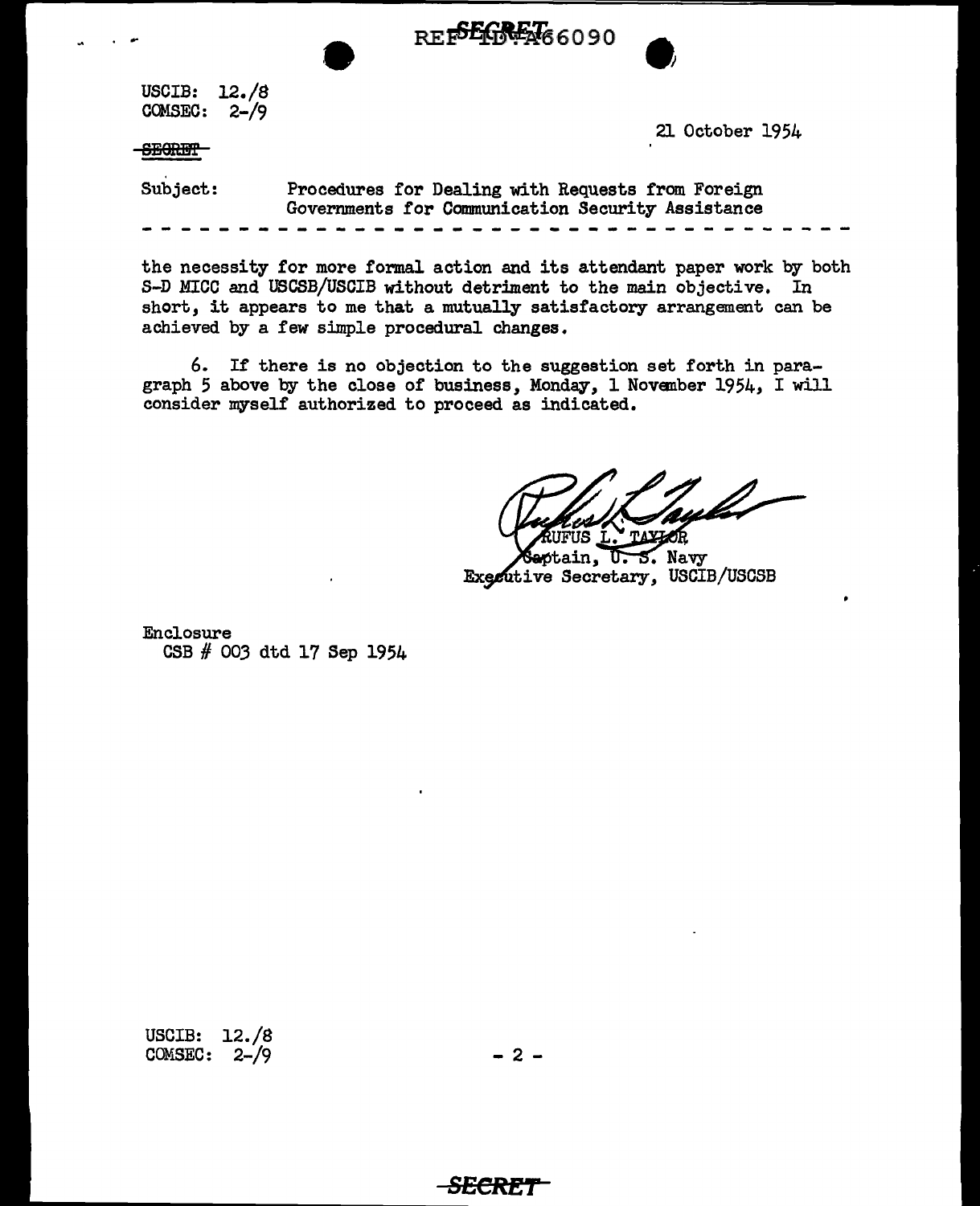USCIB: 12./8
COMSEC: 2-/9

21 October 1954

~~SECRET~~

Subject: Procedures for Dealing with Requests from Foreign Governments for Communication Security Assistance

- - - - - - - - - - - - - - - - - - - - - - - - - - - - - - - - - - - - -

the necessity for more formal action and its attendant paper work by both S-D MICC and USCSB/USCIB without detriment to the main objective. In short, it appears to me that a mutually satisfactory arrangement can be achieved by a few simple procedural changes.

6. If there is no objection to the suggestion set forth in paragraph 5 above by the close of business, Monday, 1 November 1954, I will consider myself authorized to proceed as indicated.

RUFUS L. TAYLOR
Captain, U. S. Navy
Executive Secretary, USCIB/USCSB

Enclosure
CSB # 003 dtd 17 Sep 1954

USCIB: 12./8
COMSEC: 2-/9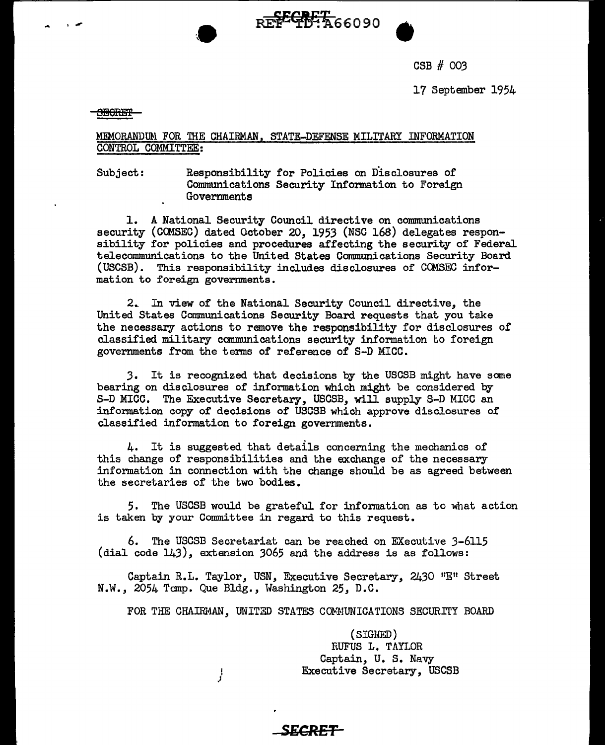SECRET

REF ID:A66090

CSB # 003

17 September 1954

SECRET

MEMORANDUM FOR THE CHAIRMAN, STATE-DEFENSE MILITARY INFORMATION CONTROL COMMITTEE:

Subject: Responsibility for Policies on Disclosures of Communications Security Information to Foreign Governments

1. A National Security Council directive on communications security (COMSEC) dated October 20, 1953 (NSC 168) delegates responsibility for policies and procedures affecting the security of Federal telecommunications to the United States Communications Security Board (USCSB). This responsibility includes disclosures of COMSEC information to foreign governments.

2. In view of the National Security Council directive, the United States Communications Security Board requests that you take the necessary actions to remove the responsibility for disclosures of classified military communications security information to foreign governments from the terms of reference of S-D MICC.

3. It is recognized that decisions by the USCSB might have some bearing on disclosures of information which might be considered by S-D MICC. The Executive Secretary, USCSB, will supply S-D MICC an information copy of decisions of USCSB which approve disclosures of classified information to foreign governments.

4. It is suggested that details concerning the mechanics of this change of responsibilities and the exchange of the necessary information in connection with the change should be as agreed between the secretaries of the two bodies.

5. The USCSB would be grateful for information as to what action is taken by your Committee in regard to this request.

6. The USCSB Secretariat can be reached on EXecutive 3-6115 (dial code 143), extension 3065 and the address is as follows:

Captain R.L. Taylor, USN, Executive Secretary, 2430 "E" Street N.W., 2054 Temp. Que Bldg., Washington 25, D.C.

FOR THE CHAIRMAN, UNITED STATES COMMUNICATIONS SECURITY BOARD

(SIGNED)
RUFUS L. TAYLOR
Captain, U. S. Navy
Executive Secretary, USCSB

SECRET